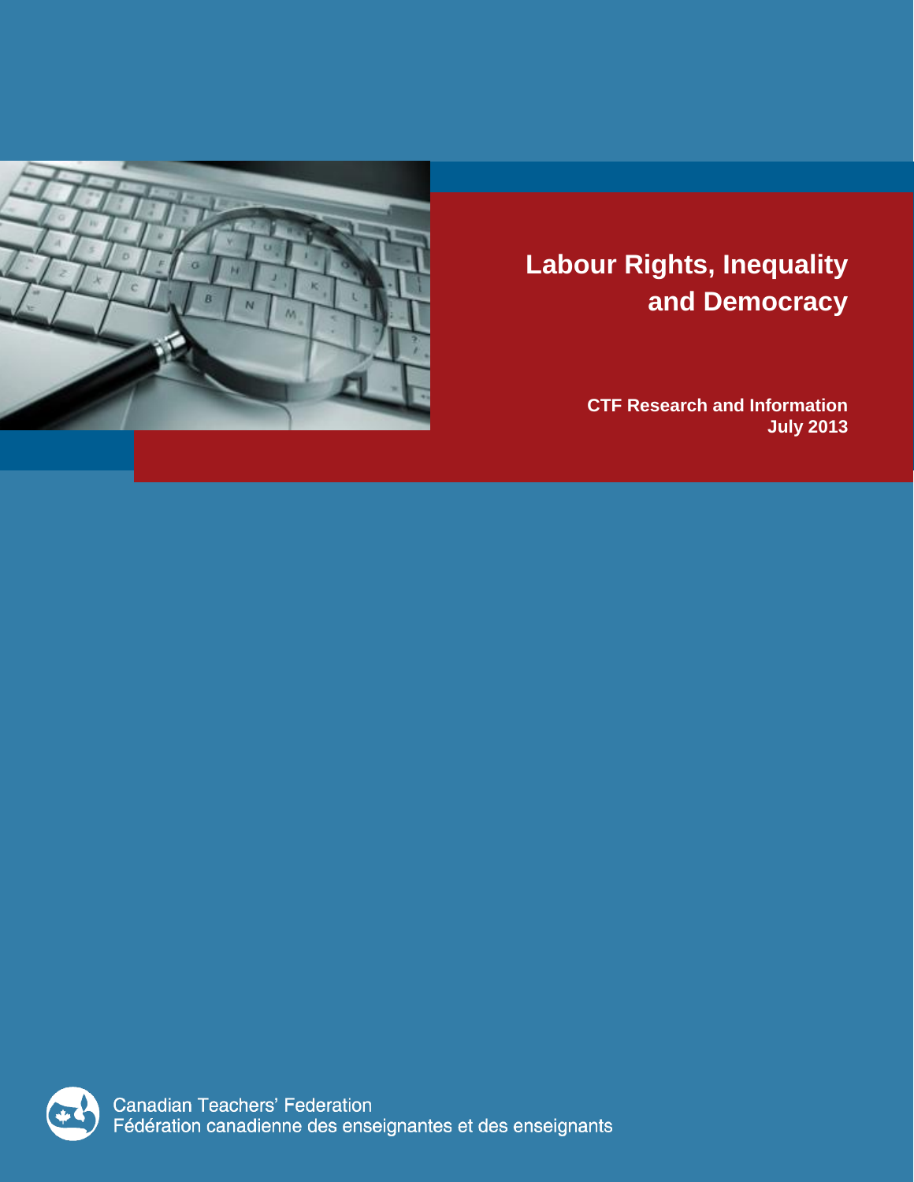# Labour Rights, Inequality and Democracy

**CTF Research and Information**
**July 2013**

Canadian Teachers' Federation
Fédération canadienne des enseignantes et des enseignants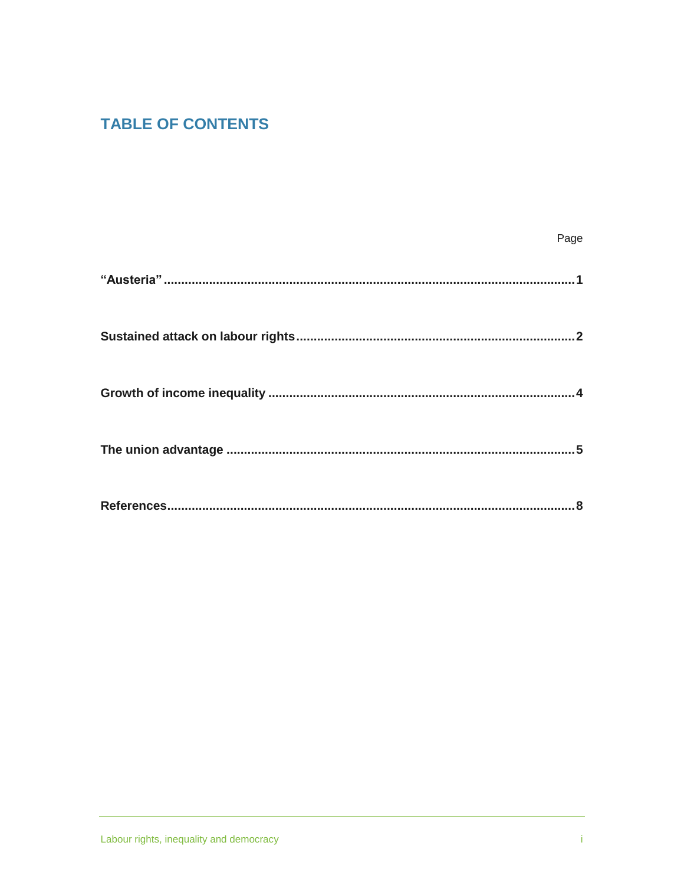## TABLE OF CONTENTS

| | Page |
|---|---|
| **"Austeria"** | **1** |
| **Sustained attack on labour rights** | **2** |
| **Growth of income inequality** | **4** |
| **The union advantage** | **5** |
| **References** | **8** |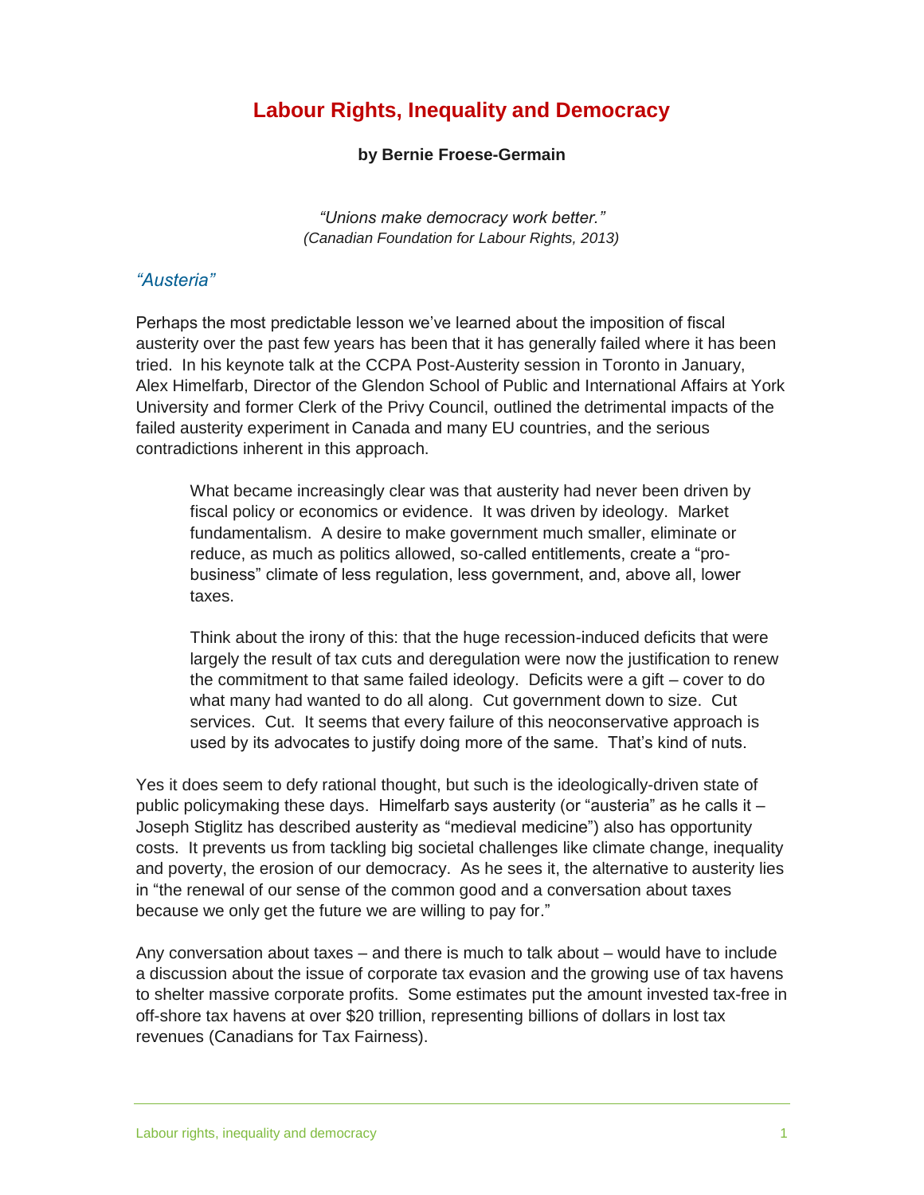# Labour Rights, Inequality and Democracy

**by Bernie Froese-Germain**

*"Unions make democracy work better."*
*(Canadian Foundation for Labour Rights, 2013)*

## *"Austeria"*

Perhaps the most predictable lesson we've learned about the imposition of fiscal austerity over the past few years has been that it has generally failed where it has been tried. In his keynote talk at the CCPA Post-Austerity session in Toronto in January, Alex Himelfarb, Director of the Glendon School of Public and International Affairs at York University and former Clerk of the Privy Council, outlined the detrimental impacts of the failed austerity experiment in Canada and many EU countries, and the serious contradictions inherent in this approach.

> What became increasingly clear was that austerity had never been driven by fiscal policy or economics or evidence. It was driven by ideology. Market fundamentalism. A desire to make government much smaller, eliminate or reduce, as much as politics allowed, so-called entitlements, create a "pro-business" climate of less regulation, less government, and, above all, lower taxes.
>
> Think about the irony of this: that the huge recession-induced deficits that were largely the result of tax cuts and deregulation were now the justification to renew the commitment to that same failed ideology. Deficits were a gift – cover to do what many had wanted to do all along. Cut government down to size. Cut services. Cut. It seems that every failure of this neoconservative approach is used by its advocates to justify doing more of the same. That's kind of nuts.

Yes it does seem to defy rational thought, but such is the ideologically-driven state of public policymaking these days. Himelfarb says austerity (or "austeria" as he calls it – Joseph Stiglitz has described austerity as "medieval medicine") also has opportunity costs. It prevents us from tackling big societal challenges like climate change, inequality and poverty, the erosion of our democracy. As he sees it, the alternative to austerity lies in "the renewal of our sense of the common good and a conversation about taxes because we only get the future we are willing to pay for."

Any conversation about taxes – and there is much to talk about – would have to include a discussion about the issue of corporate tax evasion and the growing use of tax havens to shelter massive corporate profits. Some estimates put the amount invested tax-free in off-shore tax havens at over $20 trillion, representing billions of dollars in lost tax revenues (Canadians for Tax Fairness).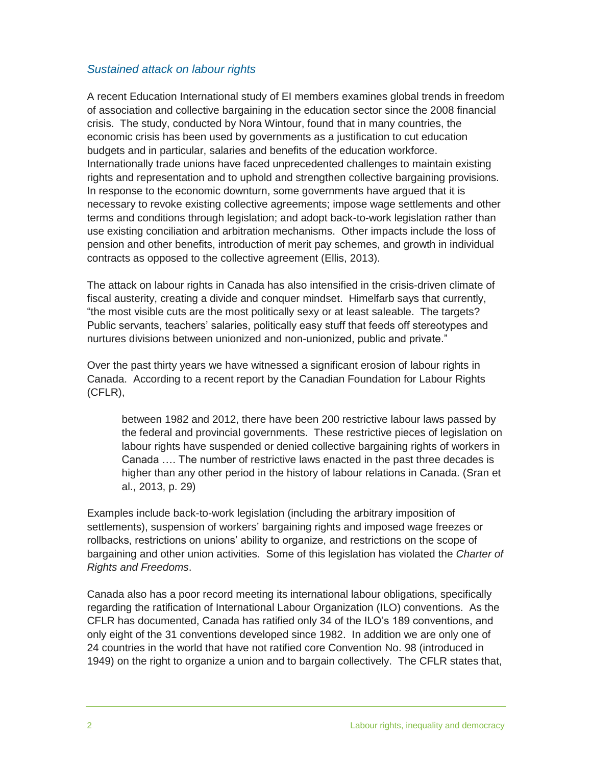### *Sustained attack on labour rights*

A recent Education International study of EI members examines global trends in freedom of association and collective bargaining in the education sector since the 2008 financial crisis. The study, conducted by Nora Wintour, found that in many countries, the economic crisis has been used by governments as a justification to cut education budgets and in particular, salaries and benefits of the education workforce. Internationally trade unions have faced unprecedented challenges to maintain existing rights and representation and to uphold and strengthen collective bargaining provisions. In response to the economic downturn, some governments have argued that it is necessary to revoke existing collective agreements; impose wage settlements and other terms and conditions through legislation; and adopt back-to-work legislation rather than use existing conciliation and arbitration mechanisms. Other impacts include the loss of pension and other benefits, introduction of merit pay schemes, and growth in individual contracts as opposed to the collective agreement (Ellis, 2013).

The attack on labour rights in Canada has also intensified in the crisis-driven climate of fiscal austerity, creating a divide and conquer mindset. Himelfarb says that currently, "the most visible cuts are the most politically sexy or at least saleable. The targets? Public servants, teachers' salaries, politically easy stuff that feeds off stereotypes and nurtures divisions between unionized and non-unionized, public and private."

Over the past thirty years we have witnessed a significant erosion of labour rights in Canada. According to a recent report by the Canadian Foundation for Labour Rights (CFLR),

> between 1982 and 2012, there have been 200 restrictive labour laws passed by the federal and provincial governments. These restrictive pieces of legislation on labour rights have suspended or denied collective bargaining rights of workers in Canada …. The number of restrictive laws enacted in the past three decades is higher than any other period in the history of labour relations in Canada. (Sran et al., 2013, p. 29)

Examples include back-to-work legislation (including the arbitrary imposition of settlements), suspension of workers' bargaining rights and imposed wage freezes or rollbacks, restrictions on unions' ability to organize, and restrictions on the scope of bargaining and other union activities. Some of this legislation has violated the *Charter of Rights and Freedoms*.

Canada also has a poor record meeting its international labour obligations, specifically regarding the ratification of International Labour Organization (ILO) conventions. As the CFLR has documented, Canada has ratified only 34 of the ILO's 189 conventions, and only eight of the 31 conventions developed since 1982. In addition we are only one of 24 countries in the world that have not ratified core Convention No. 98 (introduced in 1949) on the right to organize a union and to bargain collectively. The CFLR states that,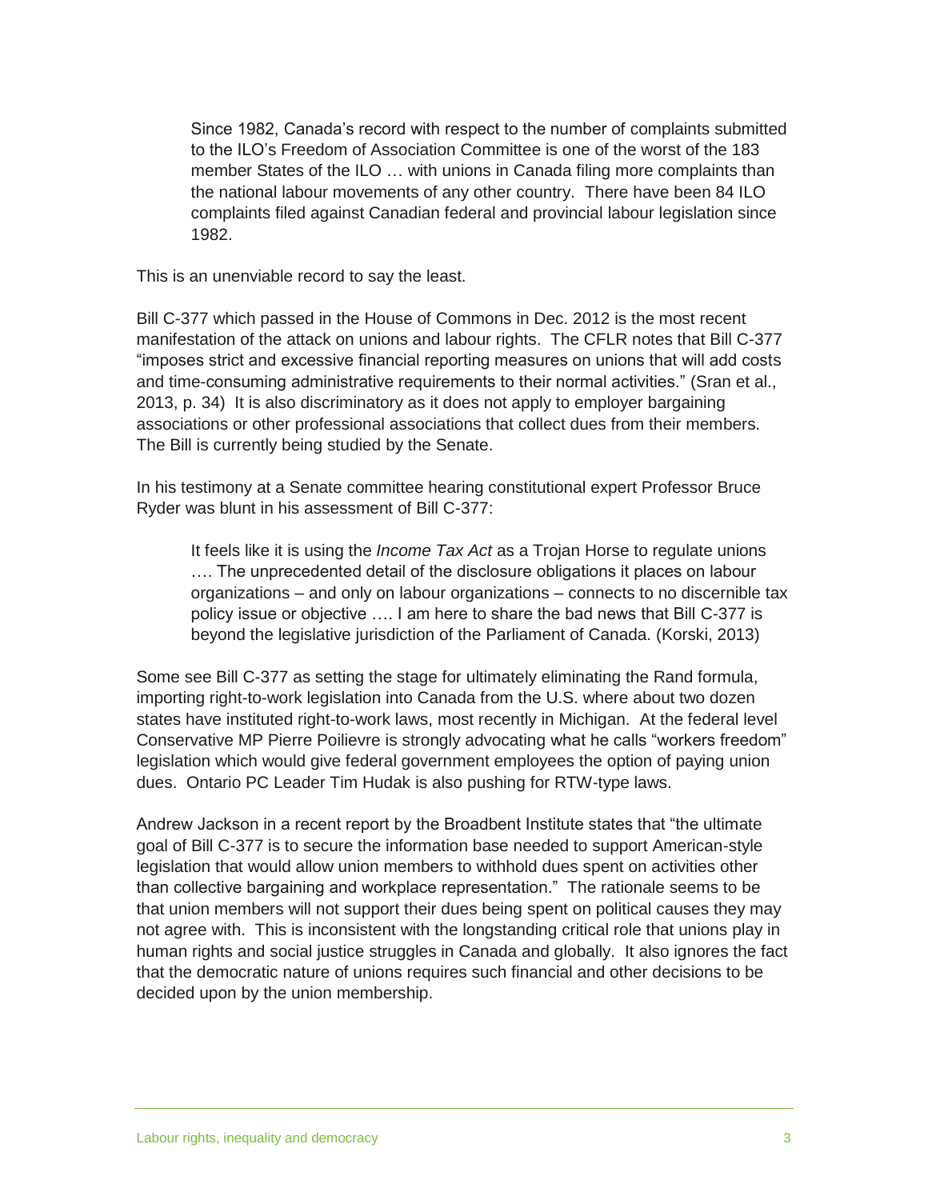> Since 1982, Canada's record with respect to the number of complaints submitted to the ILO's Freedom of Association Committee is one of the worst of the 183 member States of the ILO … with unions in Canada filing more complaints than the national labour movements of any other country. There have been 84 ILO complaints filed against Canadian federal and provincial labour legislation since 1982.

This is an unenviable record to say the least.

Bill C-377 which passed in the House of Commons in Dec. 2012 is the most recent manifestation of the attack on unions and labour rights. The CFLR notes that Bill C-377 "imposes strict and excessive financial reporting measures on unions that will add costs and time-consuming administrative requirements to their normal activities." (Sran et al., 2013, p. 34) It is also discriminatory as it does not apply to employer bargaining associations or other professional associations that collect dues from their members. The Bill is currently being studied by the Senate.

In his testimony at a Senate committee hearing constitutional expert Professor Bruce Ryder was blunt in his assessment of Bill C-377:

> It feels like it is using the *Income Tax Act* as a Trojan Horse to regulate unions …. The unprecedented detail of the disclosure obligations it places on labour organizations – and only on labour organizations – connects to no discernible tax policy issue or objective …. I am here to share the bad news that Bill C-377 is beyond the legislative jurisdiction of the Parliament of Canada. (Korski, 2013)

Some see Bill C-377 as setting the stage for ultimately eliminating the Rand formula, importing right-to-work legislation into Canada from the U.S. where about two dozen states have instituted right-to-work laws, most recently in Michigan. At the federal level Conservative MP Pierre Poilievre is strongly advocating what he calls "workers freedom" legislation which would give federal government employees the option of paying union dues. Ontario PC Leader Tim Hudak is also pushing for RTW-type laws.

Andrew Jackson in a recent report by the Broadbent Institute states that "the ultimate goal of Bill C-377 is to secure the information base needed to support American-style legislation that would allow union members to withhold dues spent on activities other than collective bargaining and workplace representation." The rationale seems to be that union members will not support their dues being spent on political causes they may not agree with. This is inconsistent with the longstanding critical role that unions play in human rights and social justice struggles in Canada and globally. It also ignores the fact that the democratic nature of unions requires such financial and other decisions to be decided upon by the union membership.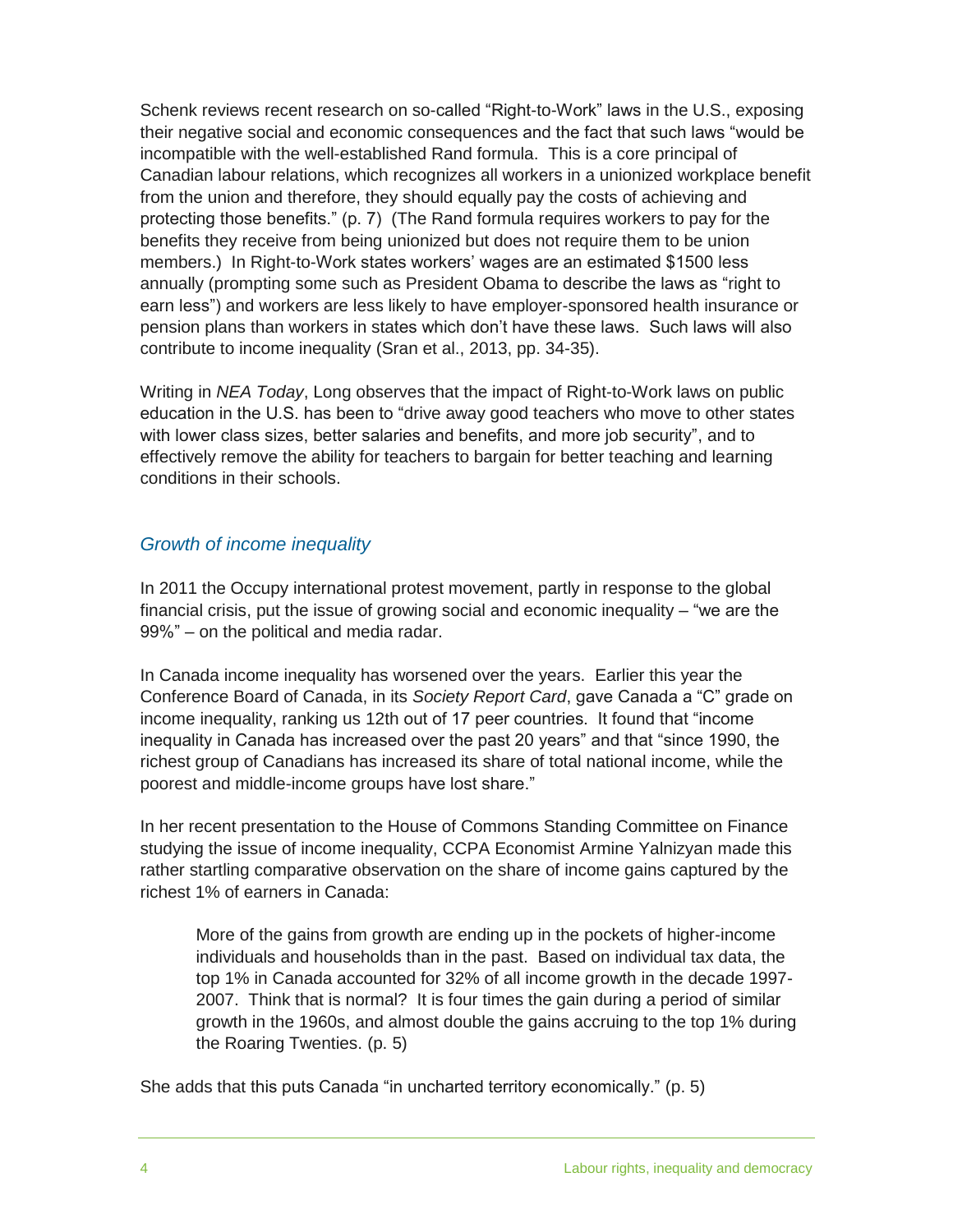Schenk reviews recent research on so-called "Right-to-Work" laws in the U.S., exposing their negative social and economic consequences and the fact that such laws "would be incompatible with the well-established Rand formula. This is a core principal of Canadian labour relations, which recognizes all workers in a unionized workplace benefit from the union and therefore, they should equally pay the costs of achieving and protecting those benefits." (p. 7) (The Rand formula requires workers to pay for the benefits they receive from being unionized but does not require them to be union members.) In Right-to-Work states workers' wages are an estimated $1500 less annually (prompting some such as President Obama to describe the laws as "right to earn less") and workers are less likely to have employer-sponsored health insurance or pension plans than workers in states which don't have these laws. Such laws will also contribute to income inequality (Sran et al., 2013, pp. 34-35).

Writing in *NEA Today*, Long observes that the impact of Right-to-Work laws on public education in the U.S. has been to "drive away good teachers who move to other states with lower class sizes, better salaries and benefits, and more job security", and to effectively remove the ability for teachers to bargain for better teaching and learning conditions in their schools.

### *Growth of income inequality*

In 2011 the Occupy international protest movement, partly in response to the global financial crisis, put the issue of growing social and economic inequality – "we are the 99%" – on the political and media radar.

In Canada income inequality has worsened over the years. Earlier this year the Conference Board of Canada, in its *Society Report Card*, gave Canada a "C" grade on income inequality, ranking us 12th out of 17 peer countries. It found that "income inequality in Canada has increased over the past 20 years" and that "since 1990, the richest group of Canadians has increased its share of total national income, while the poorest and middle-income groups have lost share."

In her recent presentation to the House of Commons Standing Committee on Finance studying the issue of income inequality, CCPA Economist Armine Yalnizyan made this rather startling comparative observation on the share of income gains captured by the richest 1% of earners in Canada:

> More of the gains from growth are ending up in the pockets of higher-income individuals and households than in the past. Based on individual tax data, the top 1% in Canada accounted for 32% of all income growth in the decade 1997-2007. Think that is normal? It is four times the gain during a period of similar growth in the 1960s, and almost double the gains accruing to the top 1% during the Roaring Twenties. (p. 5)

She adds that this puts Canada "in uncharted territory economically." (p. 5)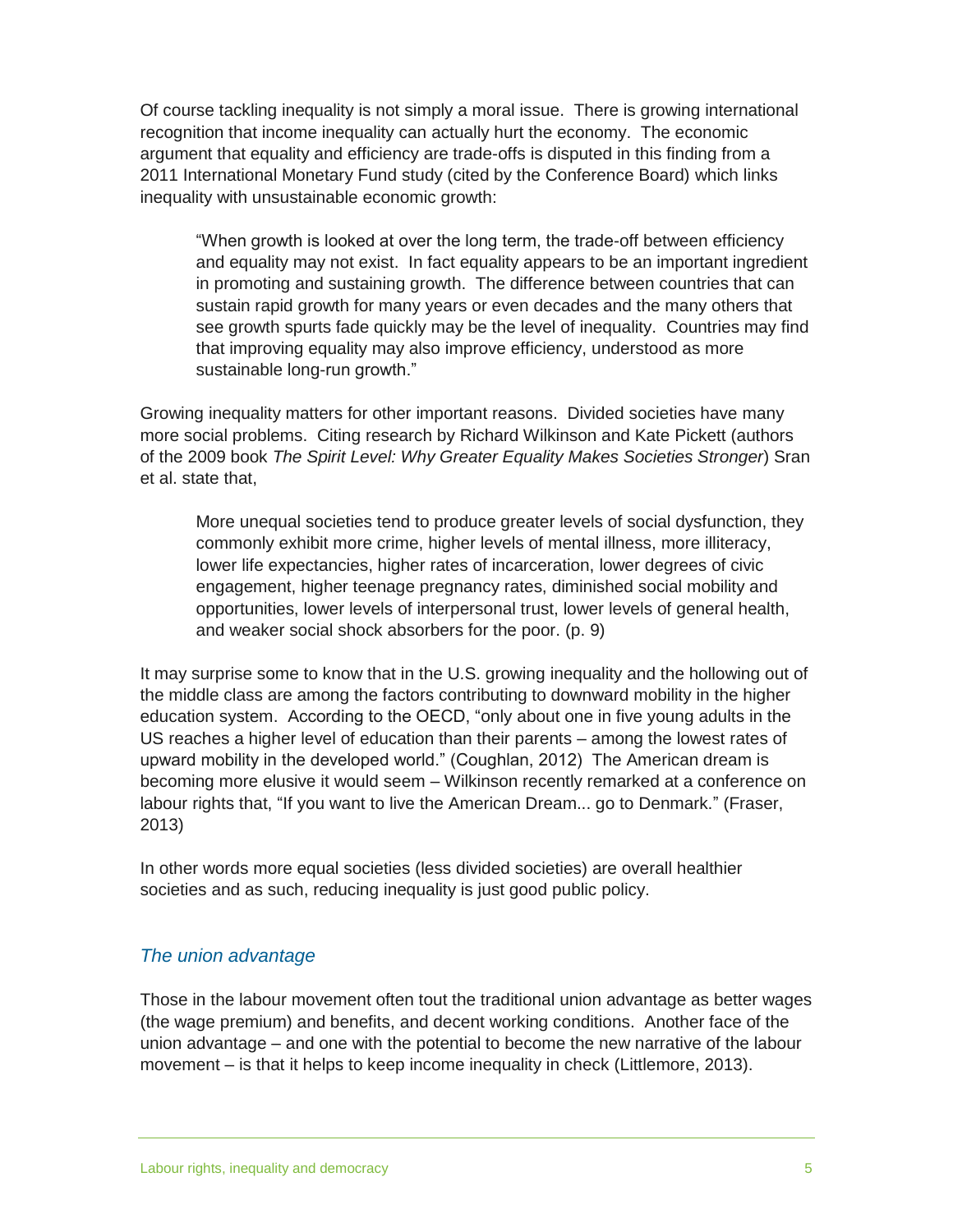Of course tackling inequality is not simply a moral issue. There is growing international recognition that income inequality can actually hurt the economy. The economic argument that equality and efficiency are trade-offs is disputed in this finding from a 2011 International Monetary Fund study (cited by the Conference Board) which links inequality with unsustainable economic growth:

> "When growth is looked at over the long term, the trade-off between efficiency and equality may not exist. In fact equality appears to be an important ingredient in promoting and sustaining growth. The difference between countries that can sustain rapid growth for many years or even decades and the many others that see growth spurts fade quickly may be the level of inequality. Countries may find that improving equality may also improve efficiency, understood as more sustainable long-run growth."

Growing inequality matters for other important reasons. Divided societies have many more social problems. Citing research by Richard Wilkinson and Kate Pickett (authors of the 2009 book *The Spirit Level: Why Greater Equality Makes Societies Stronger*) Sran et al. state that,

> More unequal societies tend to produce greater levels of social dysfunction, they commonly exhibit more crime, higher levels of mental illness, more illiteracy, lower life expectancies, higher rates of incarceration, lower degrees of civic engagement, higher teenage pregnancy rates, diminished social mobility and opportunities, lower levels of interpersonal trust, lower levels of general health, and weaker social shock absorbers for the poor. (p. 9)

It may surprise some to know that in the U.S. growing inequality and the hollowing out of the middle class are among the factors contributing to downward mobility in the higher education system. According to the OECD, "only about one in five young adults in the US reaches a higher level of education than their parents – among the lowest rates of upward mobility in the developed world." (Coughlan, 2012) The American dream is becoming more elusive it would seem – Wilkinson recently remarked at a conference on labour rights that, "If you want to live the American Dream... go to Denmark." (Fraser, 2013)

In other words more equal societies (less divided societies) are overall healthier societies and as such, reducing inequality is just good public policy.

## *The union advantage*

Those in the labour movement often tout the traditional union advantage as better wages (the wage premium) and benefits, and decent working conditions. Another face of the union advantage – and one with the potential to become the new narrative of the labour movement – is that it helps to keep income inequality in check (Littlemore, 2013).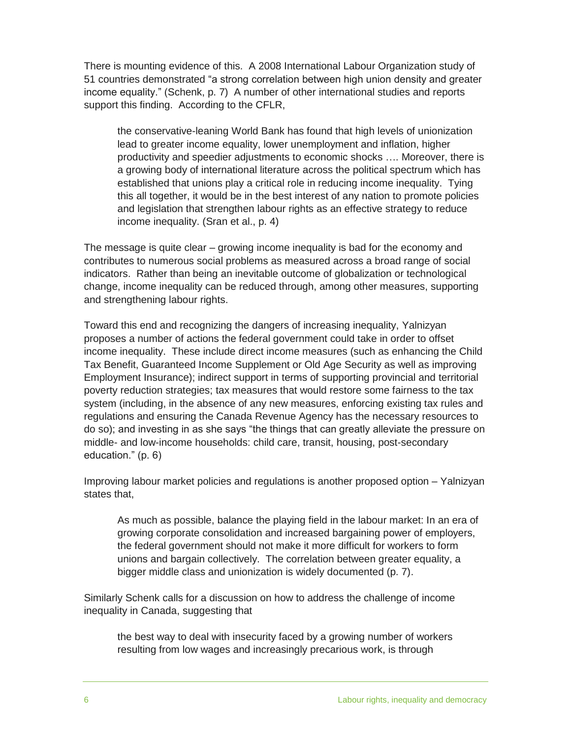There is mounting evidence of this. A 2008 International Labour Organization study of 51 countries demonstrated “a strong correlation between high union density and greater income equality.” (Schenk, p. 7) A number of other international studies and reports support this finding. According to the CFLR,

> the conservative-leaning World Bank has found that high levels of unionization lead to greater income equality, lower unemployment and inflation, higher productivity and speedier adjustments to economic shocks …. Moreover, there is a growing body of international literature across the political spectrum which has established that unions play a critical role in reducing income inequality. Tying this all together, it would be in the best interest of any nation to promote policies and legislation that strengthen labour rights as an effective strategy to reduce income inequality. (Sran et al., p. 4)

The message is quite clear – growing income inequality is bad for the economy and contributes to numerous social problems as measured across a broad range of social indicators. Rather than being an inevitable outcome of globalization or technological change, income inequality can be reduced through, among other measures, supporting and strengthening labour rights.

Toward this end and recognizing the dangers of increasing inequality, Yalnizyan proposes a number of actions the federal government could take in order to offset income inequality. These include direct income measures (such as enhancing the Child Tax Benefit, Guaranteed Income Supplement or Old Age Security as well as improving Employment Insurance); indirect support in terms of supporting provincial and territorial poverty reduction strategies; tax measures that would restore some fairness to the tax system (including, in the absence of any new measures, enforcing existing tax rules and regulations and ensuring the Canada Revenue Agency has the necessary resources to do so); and investing in as she says “the things that can greatly alleviate the pressure on middle- and low-income households: child care, transit, housing, post-secondary education.” (p. 6)

Improving labour market policies and regulations is another proposed option – Yalnizyan states that,

> As much as possible, balance the playing field in the labour market: In an era of growing corporate consolidation and increased bargaining power of employers, the federal government should not make it more difficult for workers to form unions and bargain collectively. The correlation between greater equality, a bigger middle class and unionization is widely documented (p. 7).

Similarly Schenk calls for a discussion on how to address the challenge of income inequality in Canada, suggesting that

> the best way to deal with insecurity faced by a growing number of workers resulting from low wages and increasingly precarious work, is through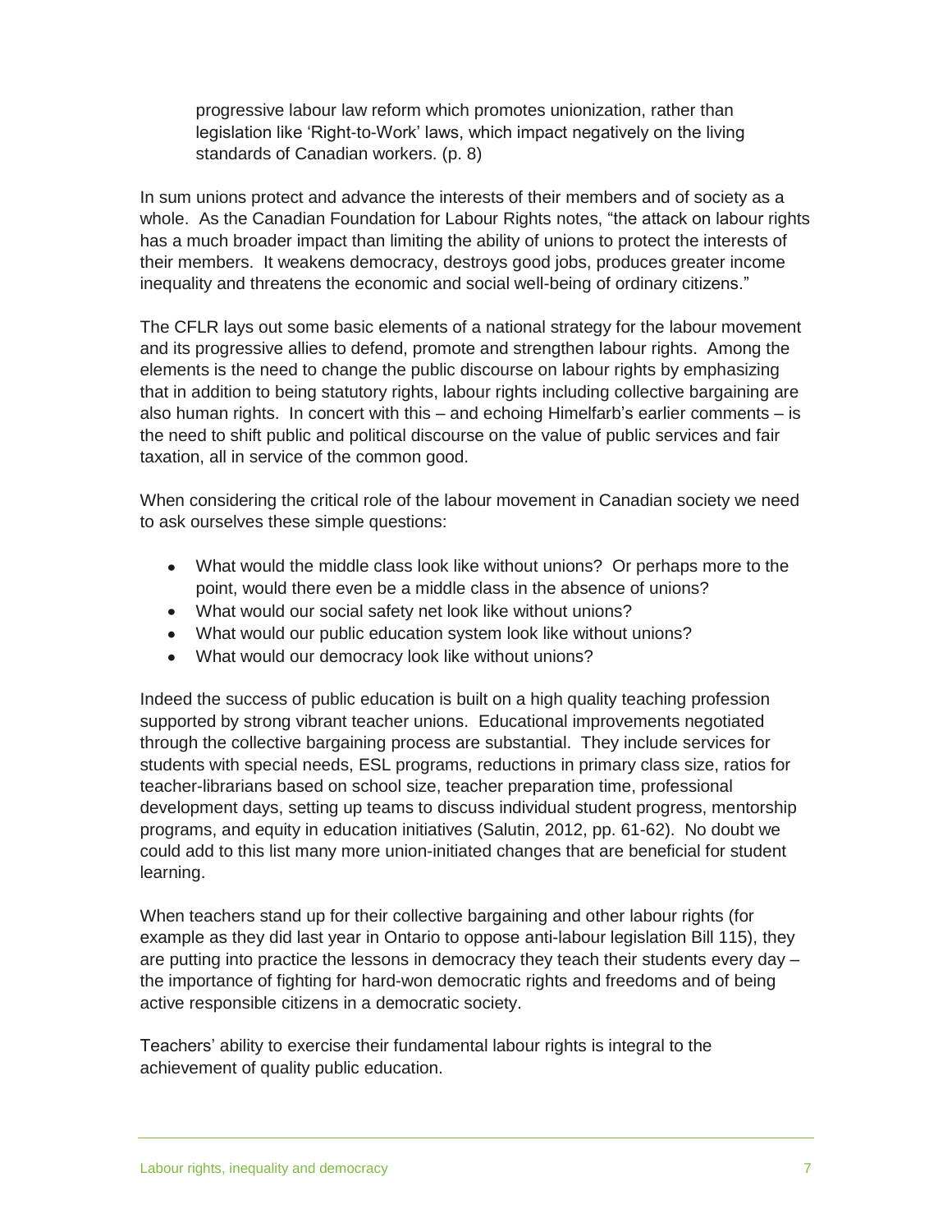> progressive labour law reform which promotes unionization, rather than legislation like 'Right-to-Work' laws, which impact negatively on the living standards of Canadian workers. (p. 8)

In sum unions protect and advance the interests of their members and of society as a whole. As the Canadian Foundation for Labour Rights notes, "the attack on labour rights has a much broader impact than limiting the ability of unions to protect the interests of their members. It weakens democracy, destroys good jobs, produces greater income inequality and threatens the economic and social well-being of ordinary citizens."

The CFLR lays out some basic elements of a national strategy for the labour movement and its progressive allies to defend, promote and strengthen labour rights. Among the elements is the need to change the public discourse on labour rights by emphasizing that in addition to being statutory rights, labour rights including collective bargaining are also human rights. In concert with this – and echoing Himelfarb's earlier comments – is the need to shift public and political discourse on the value of public services and fair taxation, all in service of the common good.

When considering the critical role of the labour movement in Canadian society we need to ask ourselves these simple questions:

- What would the middle class look like without unions? Or perhaps more to the point, would there even be a middle class in the absence of unions?
- What would our social safety net look like without unions?
- What would our public education system look like without unions?
- What would our democracy look like without unions?

Indeed the success of public education is built on a high quality teaching profession supported by strong vibrant teacher unions. Educational improvements negotiated through the collective bargaining process are substantial. They include services for students with special needs, ESL programs, reductions in primary class size, ratios for teacher-librarians based on school size, teacher preparation time, professional development days, setting up teams to discuss individual student progress, mentorship programs, and equity in education initiatives (Salutin, 2012, pp. 61-62). No doubt we could add to this list many more union-initiated changes that are beneficial for student learning.

When teachers stand up for their collective bargaining and other labour rights (for example as they did last year in Ontario to oppose anti-labour legislation Bill 115), they are putting into practice the lessons in democracy they teach their students every day – the importance of fighting for hard-won democratic rights and freedoms and of being active responsible citizens in a democratic society.

Teachers' ability to exercise their fundamental labour rights is integral to the achievement of quality public education.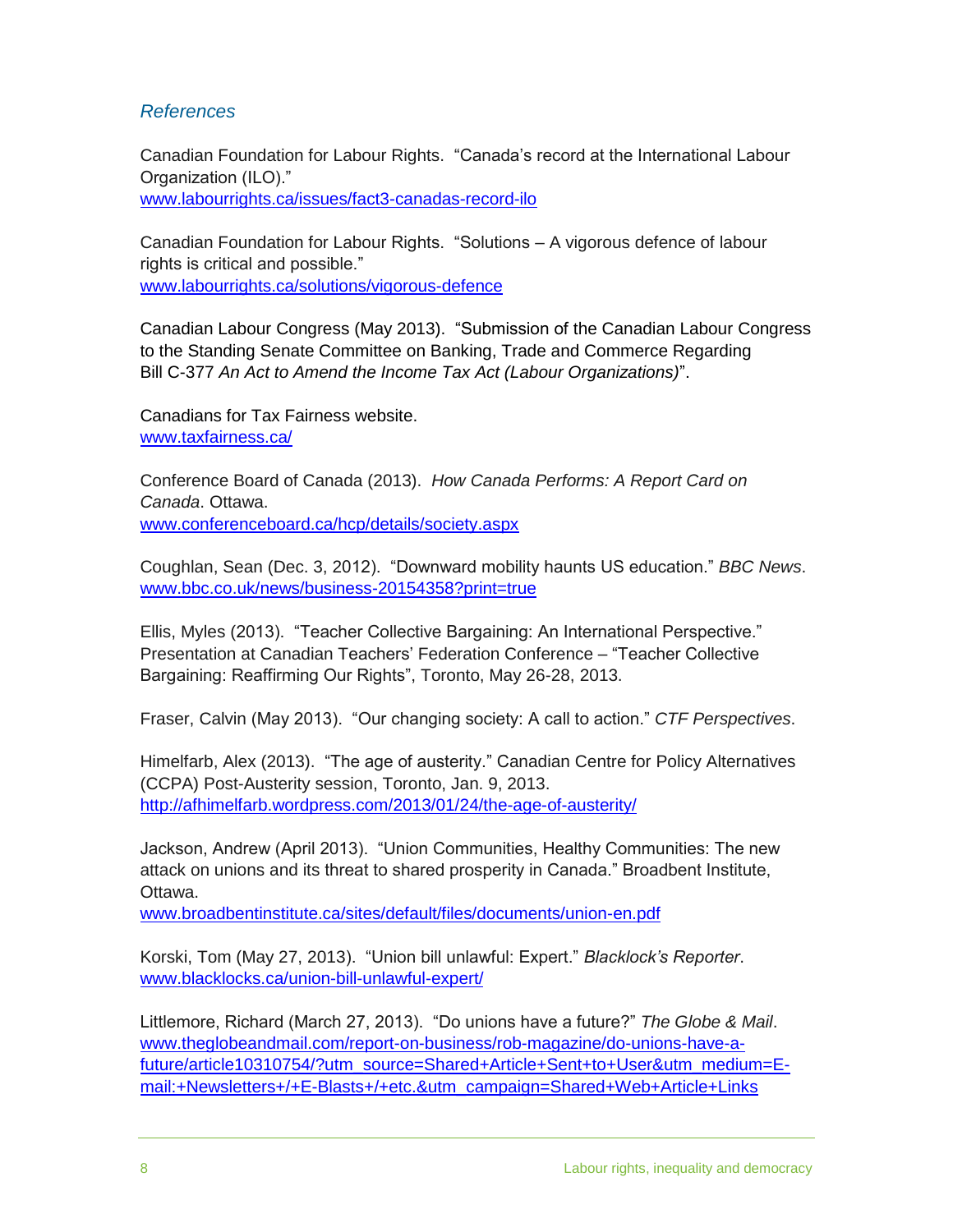## *References*

Canadian Foundation for Labour Rights. "Canada's record at the International Labour Organization (ILO)."
www.labourrights.ca/issues/fact3-canadas-record-ilo

Canadian Foundation for Labour Rights. "Solutions – A vigorous defence of labour rights is critical and possible."
www.labourrights.ca/solutions/vigorous-defence

Canadian Labour Congress (May 2013). "Submission of the Canadian Labour Congress to the Standing Senate Committee on Banking, Trade and Commerce Regarding Bill C-377 *An Act to Amend the Income Tax Act (Labour Organizations)*".

Canadians for Tax Fairness website.
www.taxfairness.ca/

Conference Board of Canada (2013). *How Canada Performs: A Report Card on Canada*. Ottawa.
www.conferenceboard.ca/hcp/details/society.aspx

Coughlan, Sean (Dec. 3, 2012). "Downward mobility haunts US education." *BBC News*.
www.bbc.co.uk/news/business-20154358?print=true

Ellis, Myles (2013). "Teacher Collective Bargaining: An International Perspective." Presentation at Canadian Teachers' Federation Conference – "Teacher Collective Bargaining: Reaffirming Our Rights", Toronto, May 26-28, 2013.

Fraser, Calvin (May 2013). "Our changing society: A call to action." *CTF Perspectives*.

Himelfarb, Alex (2013). "The age of austerity." Canadian Centre for Policy Alternatives (CCPA) Post-Austerity session, Toronto, Jan. 9, 2013.
http://afhimelfarb.wordpress.com/2013/01/24/the-age-of-austerity/

Jackson, Andrew (April 2013). "Union Communities, Healthy Communities: The new attack on unions and its threat to shared prosperity in Canada." Broadbent Institute, Ottawa.
www.broadbentinstitute.ca/sites/default/files/documents/union-en.pdf

Korski, Tom (May 27, 2013). "Union bill unlawful: Expert." *Blacklock's Reporter*.
www.blacklocks.ca/union-bill-unlawful-expert/

Littlemore, Richard (March 27, 2013). "Do unions have a future?" *The Globe & Mail*.
www.theglobeandmail.com/report-on-business/rob-magazine/do-unions-have-a-future/article10310754/?utm_source=Shared+Article+Sent+to+User&utm_medium=E-mail:+Newsletters+/+E-Blasts+/+etc.&utm_campaign=Shared+Web+Article+Links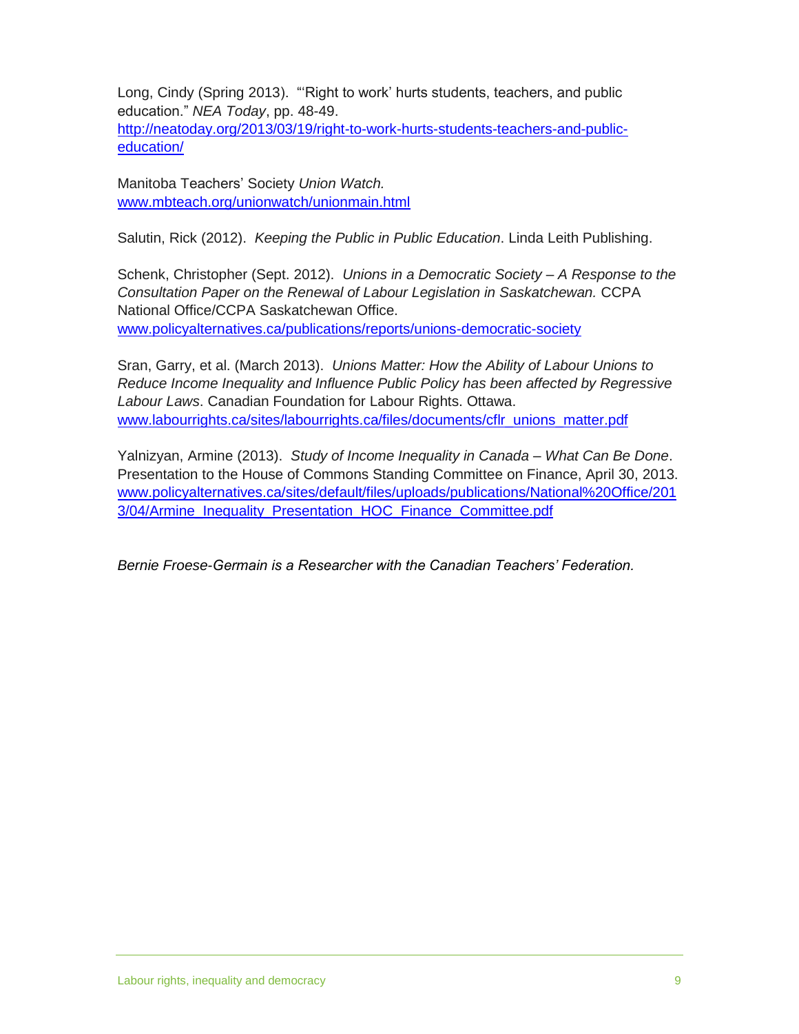Long, Cindy (Spring 2013). "'Right to work' hurts students, teachers, and public education." *NEA Today*, pp. 48-49. http://neatoday.org/2013/03/19/right-to-work-hurts-students-teachers-and-public-education/

Manitoba Teachers' Society *Union Watch.* www.mbteach.org/unionwatch/unionmain.html

Salutin, Rick (2012). *Keeping the Public in Public Education*. Linda Leith Publishing.

Schenk, Christopher (Sept. 2012). *Unions in a Democratic Society – A Response to the Consultation Paper on the Renewal of Labour Legislation in Saskatchewan.* CCPA National Office/CCPA Saskatchewan Office. www.policyalternatives.ca/publications/reports/unions-democratic-society

Sran, Garry, et al. (March 2013). *Unions Matter: How the Ability of Labour Unions to Reduce Income Inequality and Influence Public Policy has been affected by Regressive Labour Laws*. Canadian Foundation for Labour Rights. Ottawa. www.labourrights.ca/sites/labourrights.ca/files/documents/cflr_unions_matter.pdf

Yalnizyan, Armine (2013). *Study of Income Inequality in Canada – What Can Be Done*. Presentation to the House of Commons Standing Committee on Finance, April 30, 2013. www.policyalternatives.ca/sites/default/files/uploads/publications/National%20Office/2013/04/Armine_Inequality_Presentation_HOC_Finance_Committee.pdf

*Bernie Froese-Germain is a Researcher with the Canadian Teachers' Federation.*